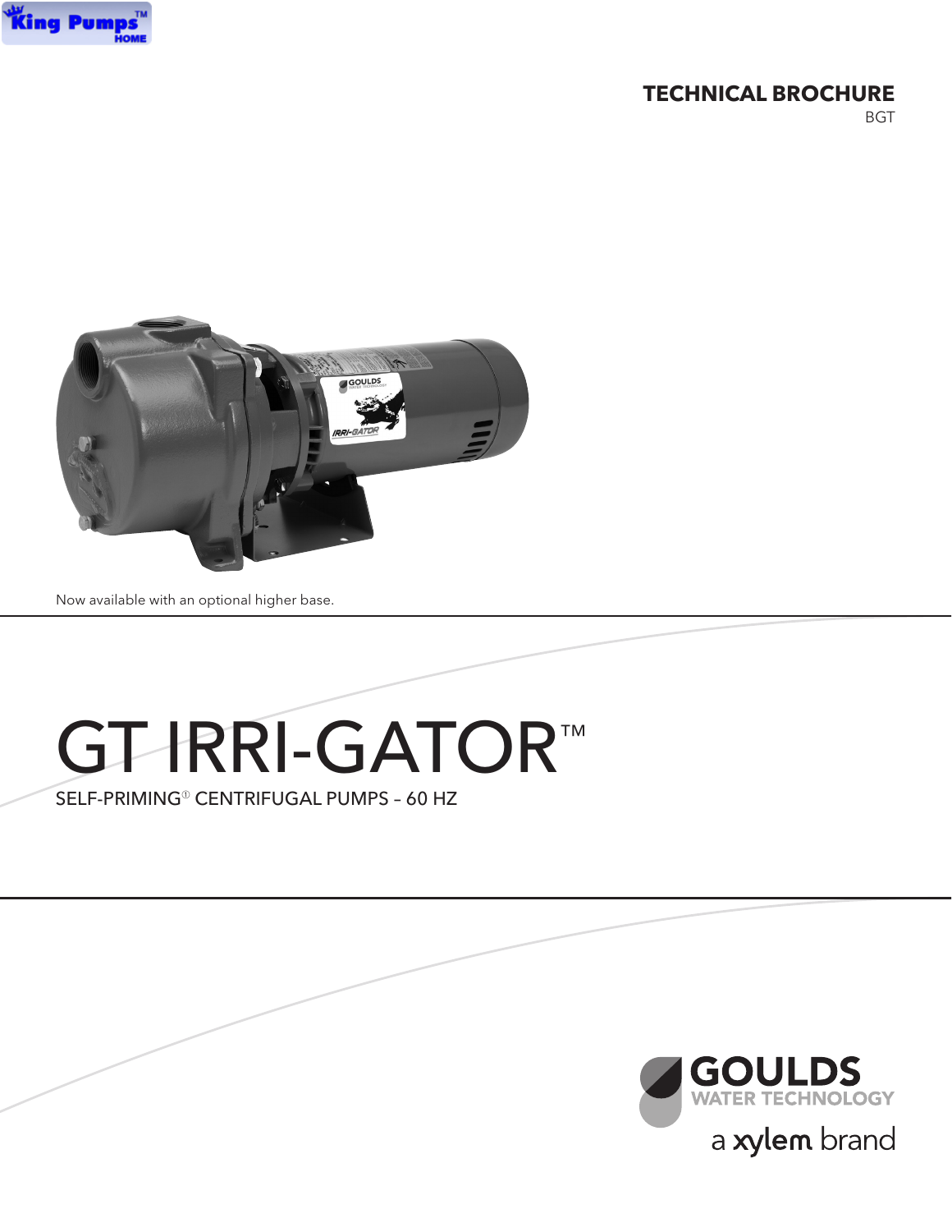King Pumps™ HOME

**TECHNICAL BROCHURE**

BGT

Now available with an optional higher base.

# GT IRRI-GATOR™

SELF-PRIMING[1] CENTRIFUGAL PUMPS – 60 HZ

GOULDS WATER TECHNOLOGY

a xylem brand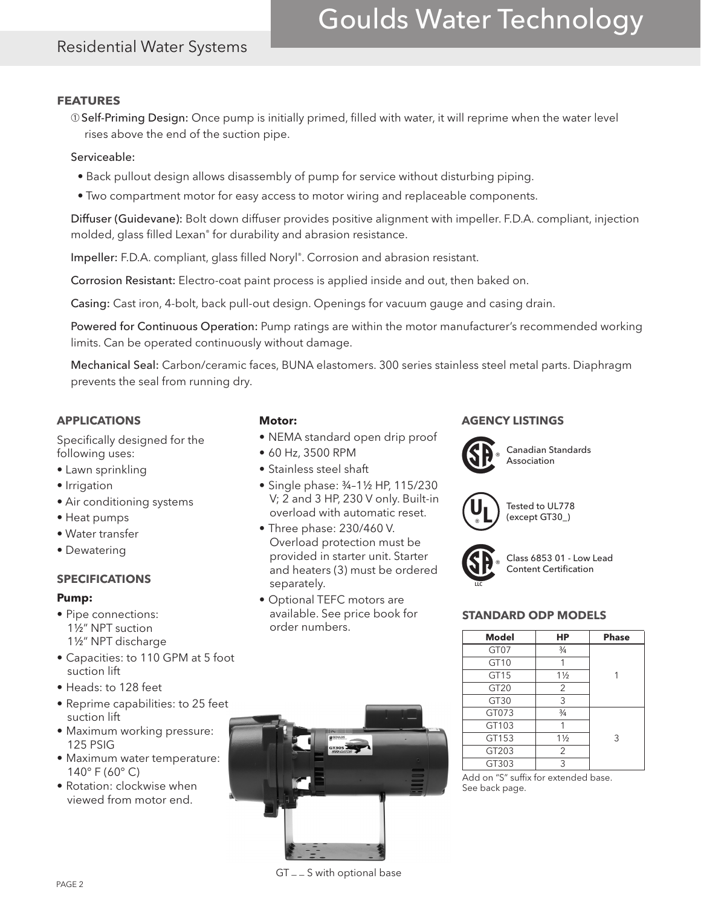## FEATURES

① **Self-Priming Design:** Once pump is initially primed, filled with water, it will reprime when the water level rises above the end of the suction pipe.

**Serviceable:**

- Back pullout design allows disassembly of pump for service without disturbing piping.
- Two compartment motor for easy access to motor wiring and replaceable components.

**Diffuser (Guidevane):** Bolt down diffuser provides positive alignment with impeller. F.D.A. compliant, injection molded, glass filled Lexan® for durability and abrasion resistance.

**Impeller:** F.D.A. compliant, glass filled Noryl®. Corrosion and abrasion resistant.

**Corrosion Resistant:** Electro-coat paint process is applied inside and out, then baked on.

**Casing:** Cast iron, 4-bolt, back pull-out design. Openings for vacuum gauge and casing drain.

**Powered for Continuous Operation:** Pump ratings are within the motor manufacturer's recommended working limits. Can be operated continuously without damage.

**Mechanical Seal:** Carbon/ceramic faces, BUNA elastomers. 300 series stainless steel metal parts. Diaphragm prevents the seal from running dry.

## APPLICATIONS

Specifically designed for the following uses:

- Lawn sprinkling
- Irrigation
- Air conditioning systems
- Heat pumps
- Water transfer
- Dewatering

## SPECIFICATIONS

**Pump:**

- Pipe connections:
  1½" NPT suction
  1½" NPT discharge
- Capacities: to 110 GPM at 5 foot suction lift
- Heads: to 128 feet
- Reprime capabilities: to 25 feet suction lift
- Maximum working pressure: 125 PSIG
- Maximum water temperature: 140° F (60° C)
- Rotation: clockwise when viewed from motor end.

**Motor:**

- NEMA standard open drip proof
- 60 Hz, 3500 RPM
- Stainless steel shaft
- Single phase: ¾–1½ HP, 115/230 V; 2 and 3 HP, 230 V only. Built-in overload with automatic reset.
- Three phase: 230/460 V. Overload protection must be provided in starter unit. Starter and heaters (3) must be ordered separately.
- Optional TEFC motors are available. See price book for order numbers.

GT _ _ S with optional base

## AGENCY LISTINGS

Canadian Standards Association

Tested to UL778 (except GT30_)

Class 6853 01 - Low Lead Content Certification

## STANDARD ODP MODELS

| Model | HP | Phase |
|---|---|---|
| GT07 | ¾ | 1 |
| GT10 | 1 | |
| GT15 | 1½ | |
| GT20 | 2 | |
| GT30 | 3 | |
| GT073 | ¾ | 3 |
| GT103 | 1 | |
| GT153 | 1½ | |
| GT203 | 2 | |
| GT303 | 3 | |

Add on "S" suffix for extended base. See back page.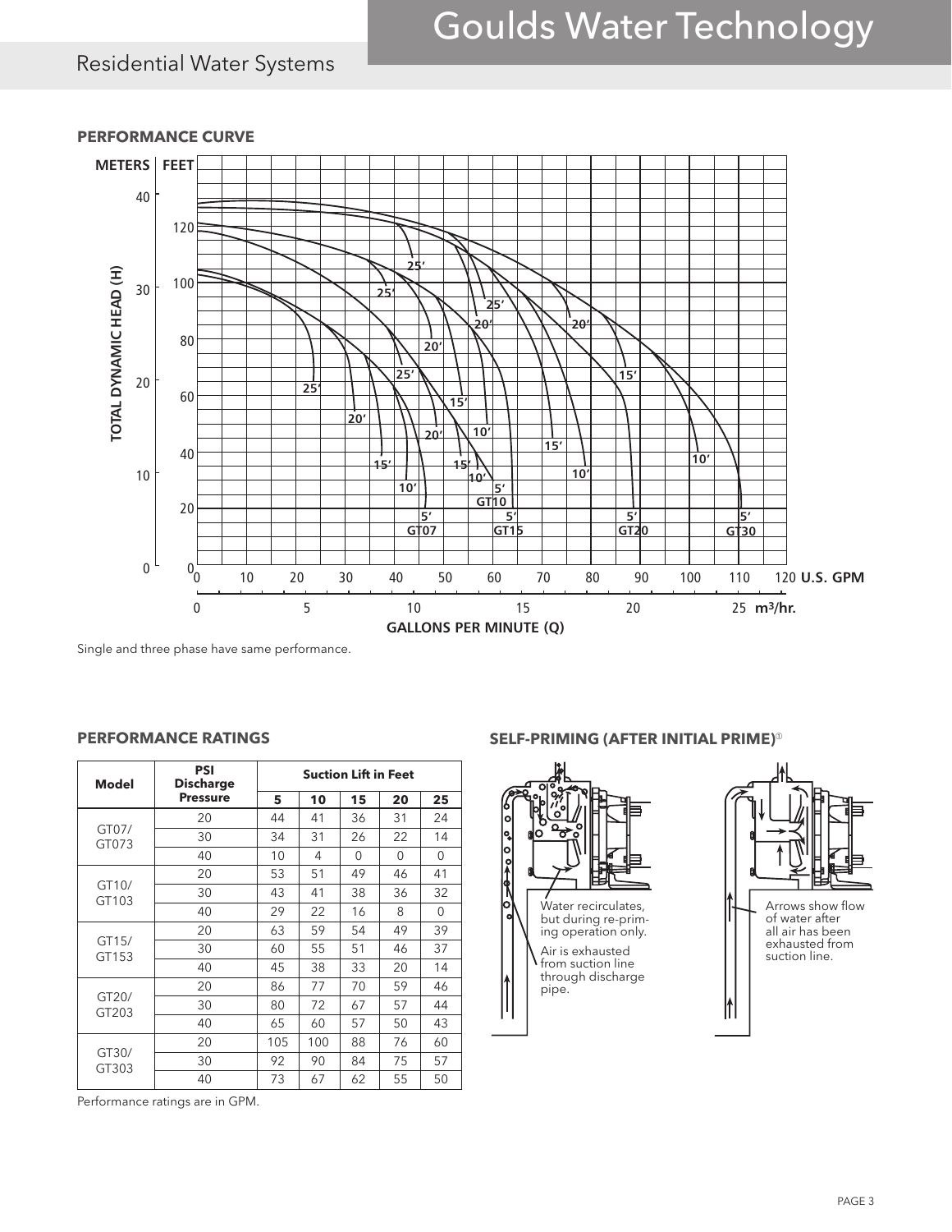## Residential Water Systems

### PERFORMANCE CURVE

Single and three phase have same performance.

### PERFORMANCE RATINGS

| Model | PSI Discharge Pressure | Suction Lift in Feet | | | | |
|---|---|---|---|---|---|---|
| | | 5 | 10 | 15 | 20 | 25 |
| GT07/ GT073 | 20 | 44 | 41 | 36 | 31 | 24 |
| | 30 | 34 | 31 | 26 | 22 | 14 |
| | 40 | 10 | 4 | 0 | 0 | 0 |
| GT10/ GT103 | 20 | 53 | 51 | 49 | 46 | 41 |
| | 30 | 43 | 41 | 38 | 36 | 32 |
| | 40 | 29 | 22 | 16 | 8 | 0 |
| GT15/ GT153 | 20 | 63 | 59 | 54 | 49 | 39 |
| | 30 | 60 | 55 | 51 | 46 | 37 |
| | 40 | 45 | 38 | 33 | 20 | 14 |
| GT20/ GT203 | 20 | 86 | 77 | 70 | 59 | 46 |
| | 30 | 80 | 72 | 67 | 57 | 44 |
| | 40 | 65 | 60 | 57 | 50 | 43 |
| GT30/ GT303 | 20 | 105 | 100 | 88 | 76 | 60 |
| | 30 | 92 | 90 | 84 | 75 | 57 |
| | 40 | 73 | 67 | 62 | 55 | 50 |

Performance ratings are in GPM.

### SELF-PRIMING (AFTER INITIAL PRIME)[1]

Water recirculates, but during re-priming operation only.

Air is exhausted from suction line through discharge pipe.

Arrows show flow of water after all air has been exhausted from suction line.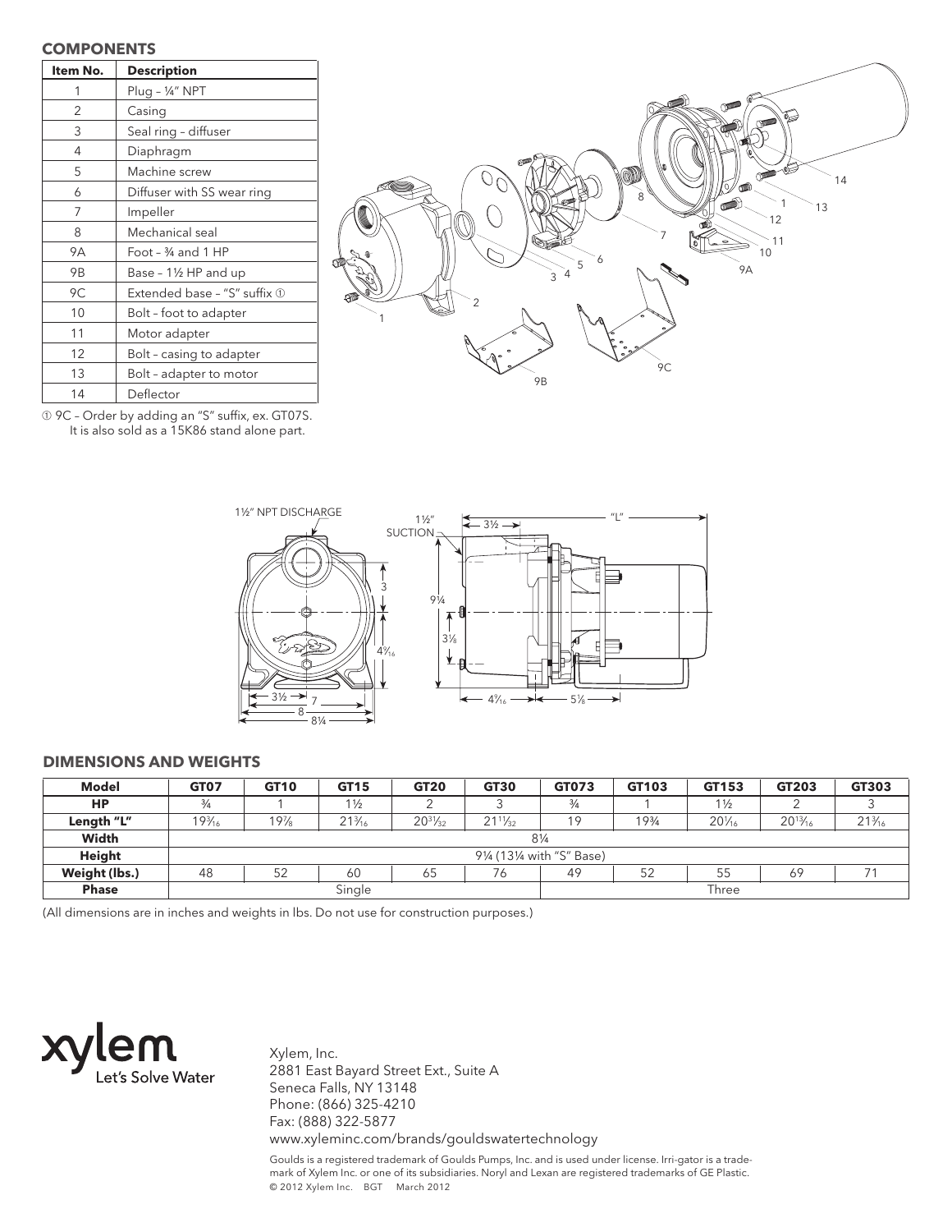## COMPONENTS

| Item No. | Description |
|---|---|
| 1 | Plug – ¼" NPT |
| 2 | Casing |
| 3 | Seal ring – diffuser |
| 4 | Diaphragm |
| 5 | Machine screw |
| 6 | Diffuser with SS wear ring |
| 7 | Impeller |
| 8 | Mechanical seal |
| 9A | Foot – ¾ and 1 HP |
| 9B | Base – 1½ HP and up |
| 9C | Extended base – "S" suffix ① |
| 10 | Bolt – foot to adapter |
| 11 | Motor adapter |
| 12 | Bolt – casing to adapter |
| 13 | Bolt – adapter to motor |
| 14 | Deflector |

① 9C – Order by adding an "S" suffix, ex. GT07S. It is also sold as a 15K86 stand alone part.

1½" NPT DISCHARGE
1½" SUCTION
3½
"L"
3
9¼
3⅛
4⁹⁄₁₆
3½
7
8
8¼
4⁹⁄₁₆
5⅛

## DIMENSIONS AND WEIGHTS

| Model | GT07 | GT10 | GT15 | GT20 | GT30 | GT073 | GT103 | GT153 | GT203 | GT303 |
|---|---|---|---|---|---|---|---|---|---|---|
| HP | ¾ | 1 | 1½ | 2 | 3 | ¾ | 1 | 1½ | 2 | 3 |
| Length "L" | 19³⁄₁₆ | 19⅞ | 21³⁄₁₆ | 20³¹⁄₃₂ | 21¹¹⁄₃₂ | 19 | 19¾ | 20¹⁄₁₆ | 20¹³⁄₁₆ | 21³⁄₁₆ |
| Width | 8¼ | | | | | | | | | |
| Height | 9¼ (13¼ with "S" Base) | | | | | | | | | |
| Weight (lbs.) | 48 | 52 | 60 | 65 | 76 | 49 | 52 | 55 | 69 | 71 |
| Phase | Single | | | | | Three | | | | |

(All dimensions are in inches and weights in lbs. Do not use for construction purposes.)

xylem
Let's Solve Water

Xylem, Inc.
2881 East Bayard Street Ext., Suite A
Seneca Falls, NY 13148
Phone: (866) 325-4210
Fax: (888) 322-5877
www.xyleminc.com/brands/gouldswatertechnology

Goulds is a registered trademark of Goulds Pumps, Inc. and is used under license. Irri-gator is a trademark of Xylem Inc. or one of its subsidiaries. Noryl and Lexan are registered trademarks of GE Plastic.
© 2012 Xylem Inc. BGT March 2012